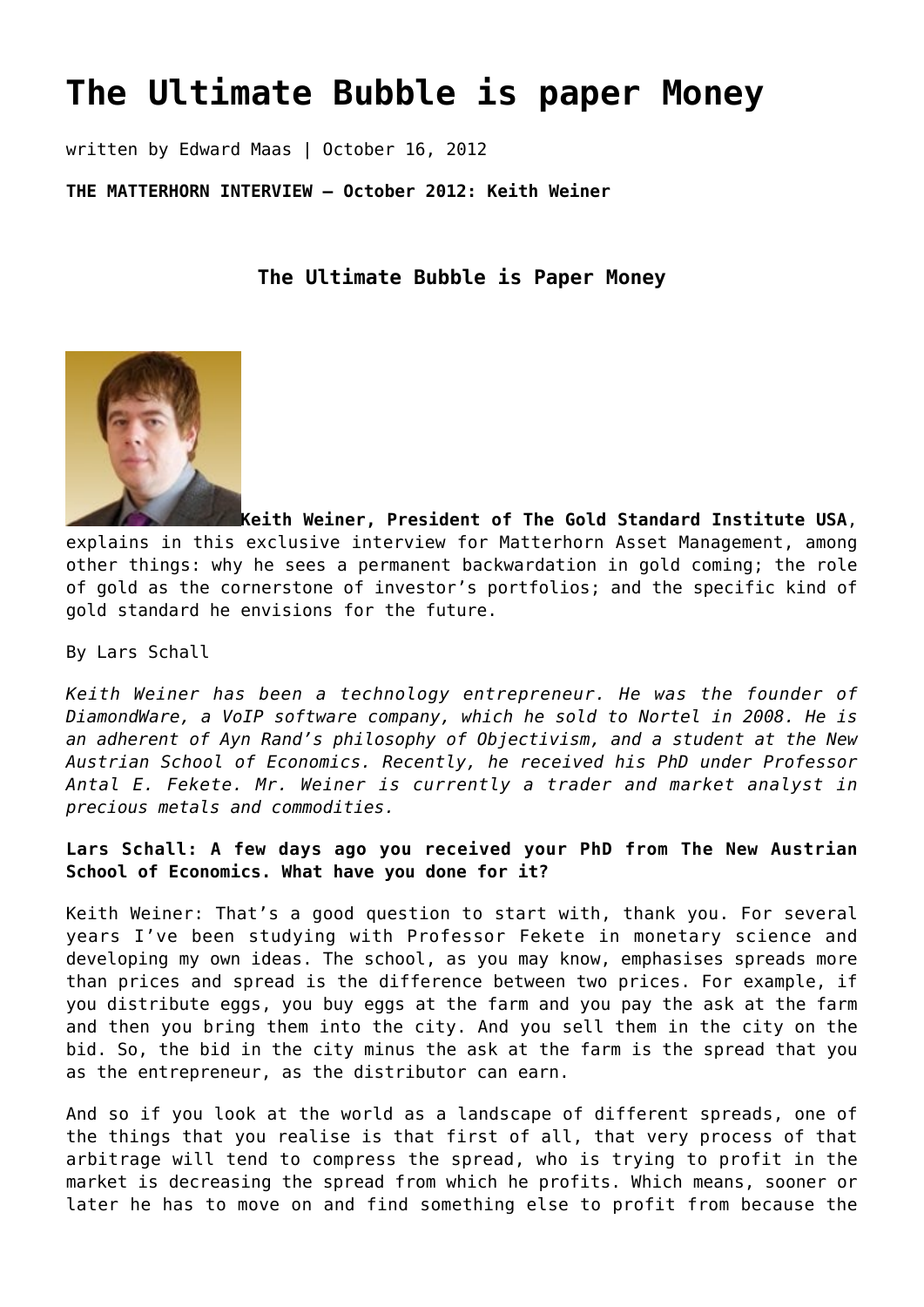# The Ultimate Bubble is paper Money

written by Edward Maas | October 16, 2012

**THE MATTERHORN INTERVIEW – October 2012: Keith Weiner**

### The Ultimate Bubble is Paper Money

**Keith Weiner, President of The Gold Standard Institute USA**, explains in this exclusive interview for Matterhorn Asset Management, among other things: why he sees a permanent backwardation in gold coming; the role of gold as the cornerstone of investor's portfolios; and the specific kind of gold standard he envisions for the future.

By Lars Schall

*Keith Weiner has been a technology entrepreneur. He was the founder of DiamondWare, a VoIP software company, which he sold to Nortel in 2008. He is an adherent of Ayn Rand's philosophy of Objectivism, and a student at the New Austrian School of Economics. Recently, he received his PhD under Professor Antal E. Fekete. Mr. Weiner is currently a trader and market analyst in precious metals and commodities.*

**Lars Schall: A few days ago you received your PhD from The New Austrian School of Economics. What have you done for it?**

Keith Weiner: That's a good question to start with, thank you. For several years I've been studying with Professor Fekete in monetary science and developing my own ideas. The school, as you may know, emphasises spreads more than prices and spread is the difference between two prices. For example, if you distribute eggs, you buy eggs at the farm and you pay the ask at the farm and then you bring them into the city. And you sell them in the city on the bid. So, the bid in the city minus the ask at the farm is the spread that you as the entrepreneur, as the distributor can earn.

And so if you look at the world as a landscape of different spreads, one of the things that you realise is that first of all, that very process of that arbitrage will tend to compress the spread, who is trying to profit in the market is decreasing the spread from which he profits. Which means, sooner or later he has to move on and find something else to profit from because the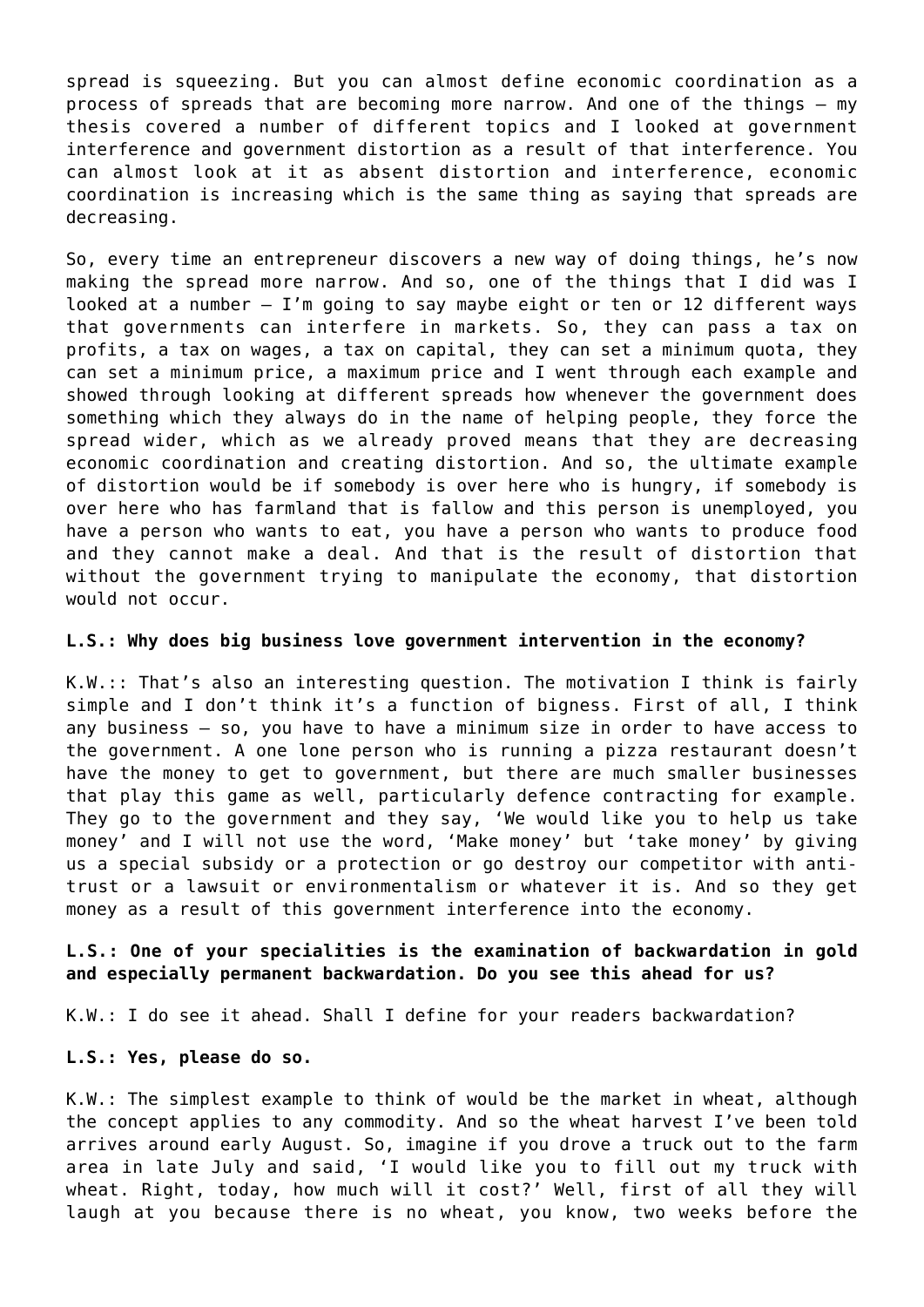spread is squeezing. But you can almost define economic coordination as a process of spreads that are becoming more narrow. And one of the things – my thesis covered a number of different topics and I looked at government interference and government distortion as a result of that interference. You can almost look at it as absent distortion and interference, economic coordination is increasing which is the same thing as saying that spreads are decreasing.

So, every time an entrepreneur discovers a new way of doing things, he's now making the spread more narrow. And so, one of the things that I did was I looked at a number – I'm going to say maybe eight or ten or 12 different ways that governments can interfere in markets. So, they can pass a tax on profits, a tax on wages, a tax on capital, they can set a minimum quota, they can set a minimum price, a maximum price and I went through each example and showed through looking at different spreads how whenever the government does something which they always do in the name of helping people, they force the spread wider, which as we already proved means that they are decreasing economic coordination and creating distortion. And so, the ultimate example of distortion would be if somebody is over here who is hungry, if somebody is over here who has farmland that is fallow and this person is unemployed, you have a person who wants to eat, you have a person who wants to produce food and they cannot make a deal. And that is the result of distortion that without the government trying to manipulate the economy, that distortion would not occur.

**L.S.: Why does big business love government intervention in the economy?**

K.W.:: That's also an interesting question. The motivation I think is fairly simple and I don't think it's a function of bigness. First of all, I think any business – so, you have to have a minimum size in order to have access to the government. A one lone person who is running a pizza restaurant doesn't have the money to get to government, but there are much smaller businesses that play this game as well, particularly defence contracting for example. They go to the government and they say, 'We would like you to help us take money' and I will not use the word, 'Make money' but 'take money' by giving us a special subsidy or a protection or go destroy our competitor with anti-trust or a lawsuit or environmentalism or whatever it is. And so they get money as a result of this government interference into the economy.

**L.S.: One of your specialities is the examination of backwardation in gold and especially permanent backwardation. Do you see this ahead for us?**

K.W.: I do see it ahead. Shall I define for your readers backwardation?

**L.S.: Yes, please do so.**

K.W.: The simplest example to think of would be the market in wheat, although the concept applies to any commodity. And so the wheat harvest I've been told arrives around early August. So, imagine if you drove a truck out to the farm area in late July and said, 'I would like you to fill out my truck with wheat. Right, today, how much will it cost?' Well, first of all they will laugh at you because there is no wheat, you know, two weeks before the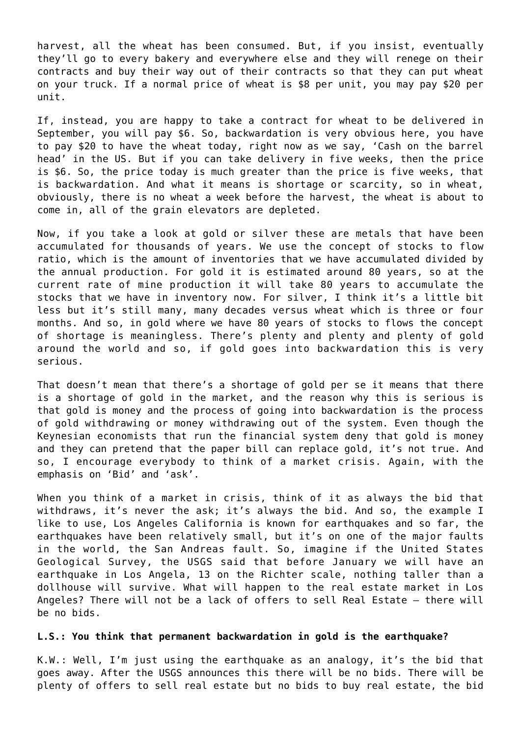harvest, all the wheat has been consumed. But, if you insist, eventually they'll go to every bakery and everywhere else and they will renege on their contracts and buy their way out of their contracts so that they can put wheat on your truck. If a normal price of wheat is $8 per unit, you may pay $20 per unit.

If, instead, you are happy to take a contract for wheat to be delivered in September, you will pay $6. So, backwardation is very obvious here, you have to pay $20 to have the wheat today, right now as we say, 'Cash on the barrel head' in the US. But if you can take delivery in five weeks, then the price is $6. So, the price today is much greater than the price is five weeks, that is backwardation. And what it means is shortage or scarcity, so in wheat, obviously, there is no wheat a week before the harvest, the wheat is about to come in, all of the grain elevators are depleted.

Now, if you take a look at gold or silver these are metals that have been accumulated for thousands of years. We use the concept of stocks to flow ratio, which is the amount of inventories that we have accumulated divided by the annual production. For gold it is estimated around 80 years, so at the current rate of mine production it will take 80 years to accumulate the stocks that we have in inventory now. For silver, I think it's a little bit less but it's still many, many decades versus wheat which is three or four months. And so, in gold where we have 80 years of stocks to flows the concept of shortage is meaningless. There's plenty and plenty and plenty of gold around the world and so, if gold goes into backwardation this is very serious.

That doesn't mean that there's a shortage of gold per se it means that there is a shortage of gold in the market, and the reason why this is serious is that gold is money and the process of going into backwardation is the process of gold withdrawing or money withdrawing out of the system. Even though the Keynesian economists that run the financial system deny that gold is money and they can pretend that the paper bill can replace gold, it's not true. And so, I encourage everybody to think of a market crisis. Again, with the emphasis on 'Bid' and 'ask'.

When you think of a market in crisis, think of it as always the bid that withdraws, it's never the ask; it's always the bid. And so, the example I like to use, Los Angeles California is known for earthquakes and so far, the earthquakes have been relatively small, but it's on one of the major faults in the world, the San Andreas fault. So, imagine if the United States Geological Survey, the USGS said that before January we will have an earthquake in Los Angela, 13 on the Richter scale, nothing taller than a dollhouse will survive. What will happen to the real estate market in Los Angeles? There will not be a lack of offers to sell Real Estate – there will be no bids.

**L.S.: You think that permanent backwardation in gold is the earthquake?**

K.W.: Well, I'm just using the earthquake as an analogy, it's the bid that goes away. After the USGS announces this there will be no bids. There will be plenty of offers to sell real estate but no bids to buy real estate, the bid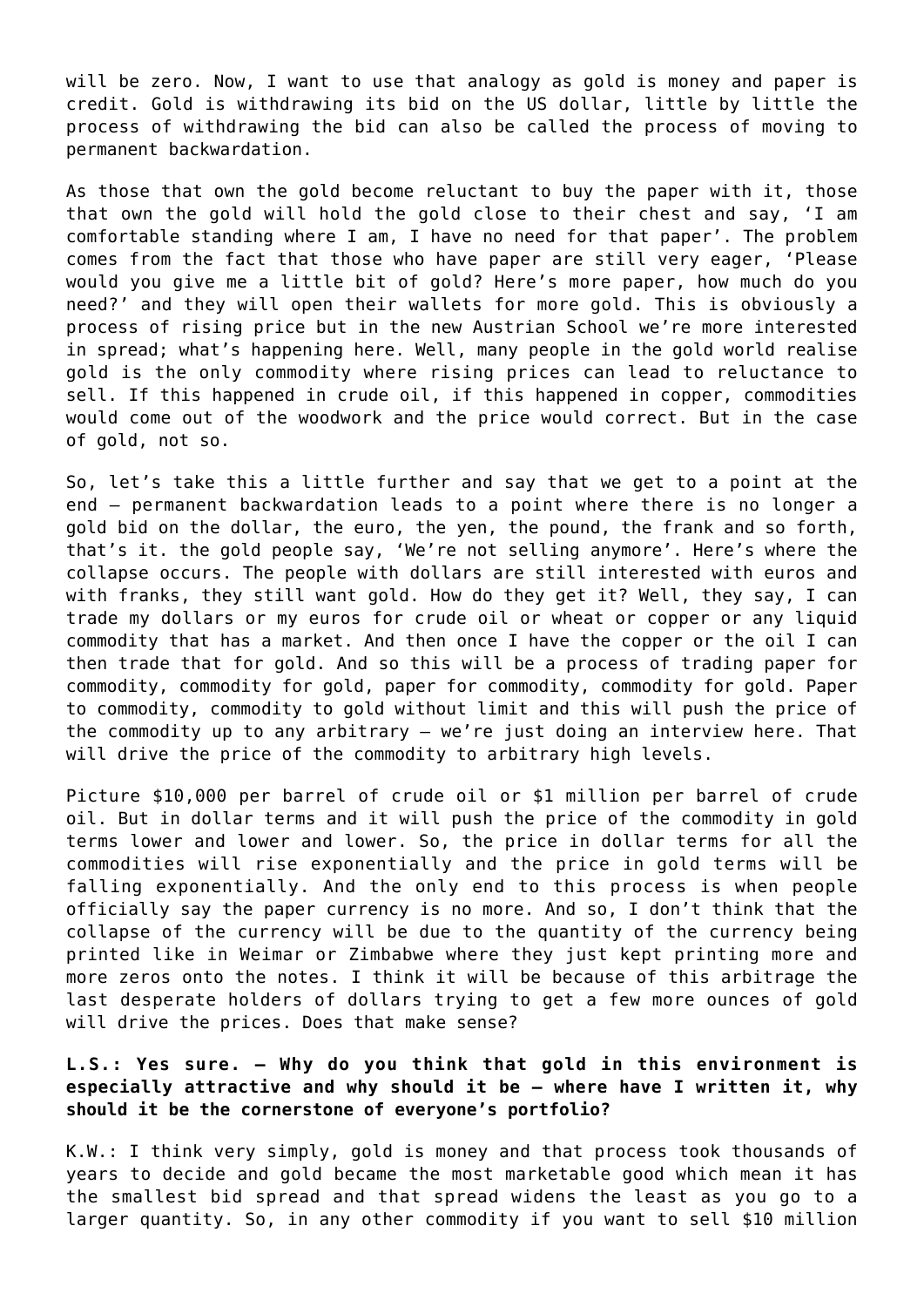will be zero. Now, I want to use that analogy as gold is money and paper is credit. Gold is withdrawing its bid on the US dollar, little by little the process of withdrawing the bid can also be called the process of moving to permanent backwardation.

As those that own the gold become reluctant to buy the paper with it, those that own the gold will hold the gold close to their chest and say, 'I am comfortable standing where I am, I have no need for that paper'. The problem comes from the fact that those who have paper are still very eager, 'Please would you give me a little bit of gold? Here's more paper, how much do you need?' and they will open their wallets for more gold. This is obviously a process of rising price but in the new Austrian School we're more interested in spread; what's happening here. Well, many people in the gold world realise gold is the only commodity where rising prices can lead to reluctance to sell. If this happened in crude oil, if this happened in copper, commodities would come out of the woodwork and the price would correct. But in the case of gold, not so.

So, let's take this a little further and say that we get to a point at the end – permanent backwardation leads to a point where there is no longer a gold bid on the dollar, the euro, the yen, the pound, the frank and so forth, that's it. the gold people say, 'We're not selling anymore'. Here's where the collapse occurs. The people with dollars are still interested with euros and with franks, they still want gold. How do they get it? Well, they say, I can trade my dollars or my euros for crude oil or wheat or copper or any liquid commodity that has a market. And then once I have the copper or the oil I can then trade that for gold. And so this will be a process of trading paper for commodity, commodity for gold, paper for commodity, commodity for gold. Paper to commodity, commodity to gold without limit and this will push the price of the commodity up to any arbitrary – we're just doing an interview here. That will drive the price of the commodity to arbitrary high levels.

Picture $10,000 per barrel of crude oil or $1 million per barrel of crude oil. But in dollar terms and it will push the price of the commodity in gold terms lower and lower and lower. So, the price in dollar terms for all the commodities will rise exponentially and the price in gold terms will be falling exponentially. And the only end to this process is when people officially say the paper currency is no more. And so, I don't think that the collapse of the currency will be due to the quantity of the currency being printed like in Weimar or Zimbabwe where they just kept printing more and more zeros onto the notes. I think it will be because of this arbitrage the last desperate holders of dollars trying to get a few more ounces of gold will drive the prices. Does that make sense?

**L.S.: Yes sure. – Why do you think that gold in this environment is especially attractive and why should it be – where have I written it, why should it be the cornerstone of everyone's portfolio?**

K.W.: I think very simply, gold is money and that process took thousands of years to decide and gold became the most marketable good which mean it has the smallest bid spread and that spread widens the least as you go to a larger quantity. So, in any other commodity if you want to sell $10 million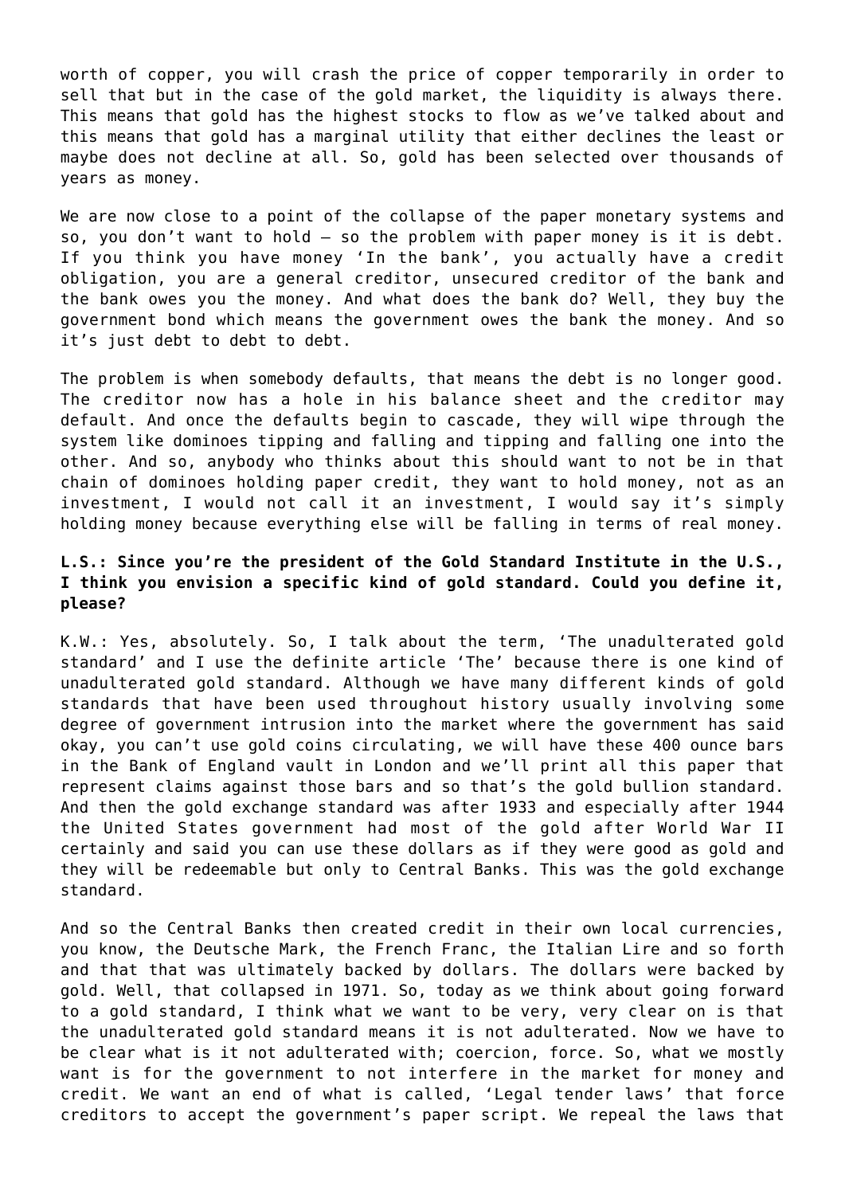worth of copper, you will crash the price of copper temporarily in order to sell that but in the case of the gold market, the liquidity is always there. This means that gold has the highest stocks to flow as we've talked about and this means that gold has a marginal utility that either declines the least or maybe does not decline at all. So, gold has been selected over thousands of years as money.

We are now close to a point of the collapse of the paper monetary systems and so, you don't want to hold – so the problem with paper money is it is debt. If you think you have money 'In the bank', you actually have a credit obligation, you are a general creditor, unsecured creditor of the bank and the bank owes you the money. And what does the bank do? Well, they buy the government bond which means the government owes the bank the money. And so it's just debt to debt to debt.

The problem is when somebody defaults, that means the debt is no longer good. The creditor now has a hole in his balance sheet and the creditor may default. And once the defaults begin to cascade, they will wipe through the system like dominoes tipping and falling and tipping and falling one into the other. And so, anybody who thinks about this should want to not be in that chain of dominoes holding paper credit, they want to hold money, not as an investment, I would not call it an investment, I would say it's simply holding money because everything else will be falling in terms of real money.

**L.S.: Since you're the president of the Gold Standard Institute in the U.S., I think you envision a specific kind of gold standard. Could you define it, please?**

K.W.: Yes, absolutely. So, I talk about the term, 'The unadulterated gold standard' and I use the definite article 'The' because there is one kind of unadulterated gold standard. Although we have many different kinds of gold standards that have been used throughout history usually involving some degree of government intrusion into the market where the government has said okay, you can't use gold coins circulating, we will have these 400 ounce bars in the Bank of England vault in London and we'll print all this paper that represent claims against those bars and so that's the gold bullion standard. And then the gold exchange standard was after 1933 and especially after 1944 the United States government had most of the gold after World War II certainly and said you can use these dollars as if they were good as gold and they will be redeemable but only to Central Banks. This was the gold exchange standard.

And so the Central Banks then created credit in their own local currencies, you know, the Deutsche Mark, the French Franc, the Italian Lire and so forth and that that was ultimately backed by dollars. The dollars were backed by gold. Well, that collapsed in 1971. So, today as we think about going forward to a gold standard, I think what we want to be very, very clear on is that the unadulterated gold standard means it is not adulterated. Now we have to be clear what is it not adulterated with; coercion, force. So, what we mostly want is for the government to not interfere in the market for money and credit. We want an end of what is called, 'Legal tender laws' that force creditors to accept the government's paper script. We repeal the laws that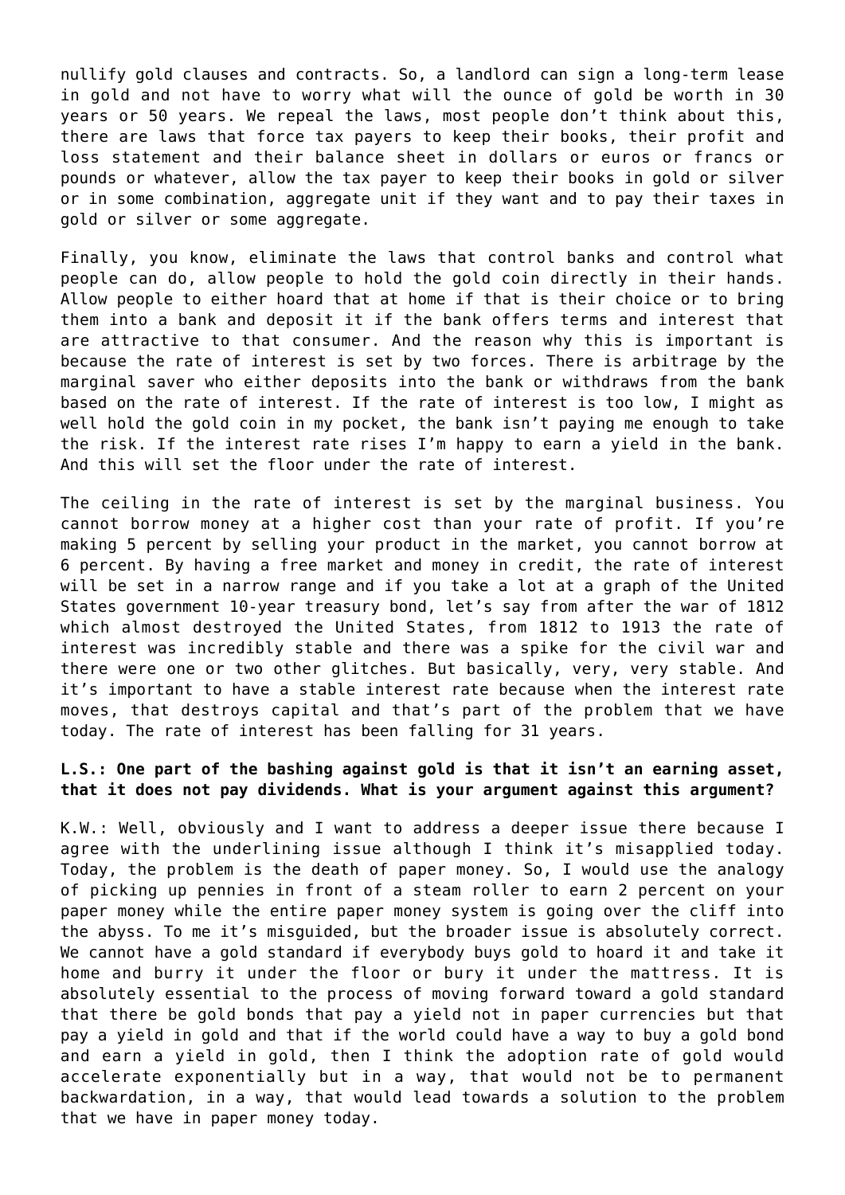nullify gold clauses and contracts. So, a landlord can sign a long-term lease in gold and not have to worry what will the ounce of gold be worth in 30 years or 50 years. We repeal the laws, most people don't think about this, there are laws that force tax payers to keep their books, their profit and loss statement and their balance sheet in dollars or euros or francs or pounds or whatever, allow the tax payer to keep their books in gold or silver or in some combination, aggregate unit if they want and to pay their taxes in gold or silver or some aggregate.

Finally, you know, eliminate the laws that control banks and control what people can do, allow people to hold the gold coin directly in their hands. Allow people to either hoard that at home if that is their choice or to bring them into a bank and deposit it if the bank offers terms and interest that are attractive to that consumer. And the reason why this is important is because the rate of interest is set by two forces. There is arbitrage by the marginal saver who either deposits into the bank or withdraws from the bank based on the rate of interest. If the rate of interest is too low, I might as well hold the gold coin in my pocket, the bank isn't paying me enough to take the risk. If the interest rate rises I'm happy to earn a yield in the bank. And this will set the floor under the rate of interest.

The ceiling in the rate of interest is set by the marginal business. You cannot borrow money at a higher cost than your rate of profit. If you're making 5 percent by selling your product in the market, you cannot borrow at 6 percent. By having a free market and money in credit, the rate of interest will be set in a narrow range and if you take a lot at a graph of the United States government 10-year treasury bond, let's say from after the war of 1812 which almost destroyed the United States, from 1812 to 1913 the rate of interest was incredibly stable and there was a spike for the civil war and there were one or two other glitches. But basically, very, very stable. And it's important to have a stable interest rate because when the interest rate moves, that destroys capital and that's part of the problem that we have today. The rate of interest has been falling for 31 years.

**L.S.: One part of the bashing against gold is that it isn't an earning asset, that it does not pay dividends. What is your argument against this argument?**

K.W.: Well, obviously and I want to address a deeper issue there because I agree with the underlining issue although I think it's misapplied today. Today, the problem is the death of paper money. So, I would use the analogy of picking up pennies in front of a steam roller to earn 2 percent on your paper money while the entire paper money system is going over the cliff into the abyss. To me it's misguided, but the broader issue is absolutely correct. We cannot have a gold standard if everybody buys gold to hoard it and take it home and burry it under the floor or bury it under the mattress. It is absolutely essential to the process of moving forward toward a gold standard that there be gold bonds that pay a yield not in paper currencies but that pay a yield in gold and that if the world could have a way to buy a gold bond and earn a yield in gold, then I think the adoption rate of gold would accelerate exponentially but in a way, that would not be to permanent backwardation, in a way, that would lead towards a solution to the problem that we have in paper money today.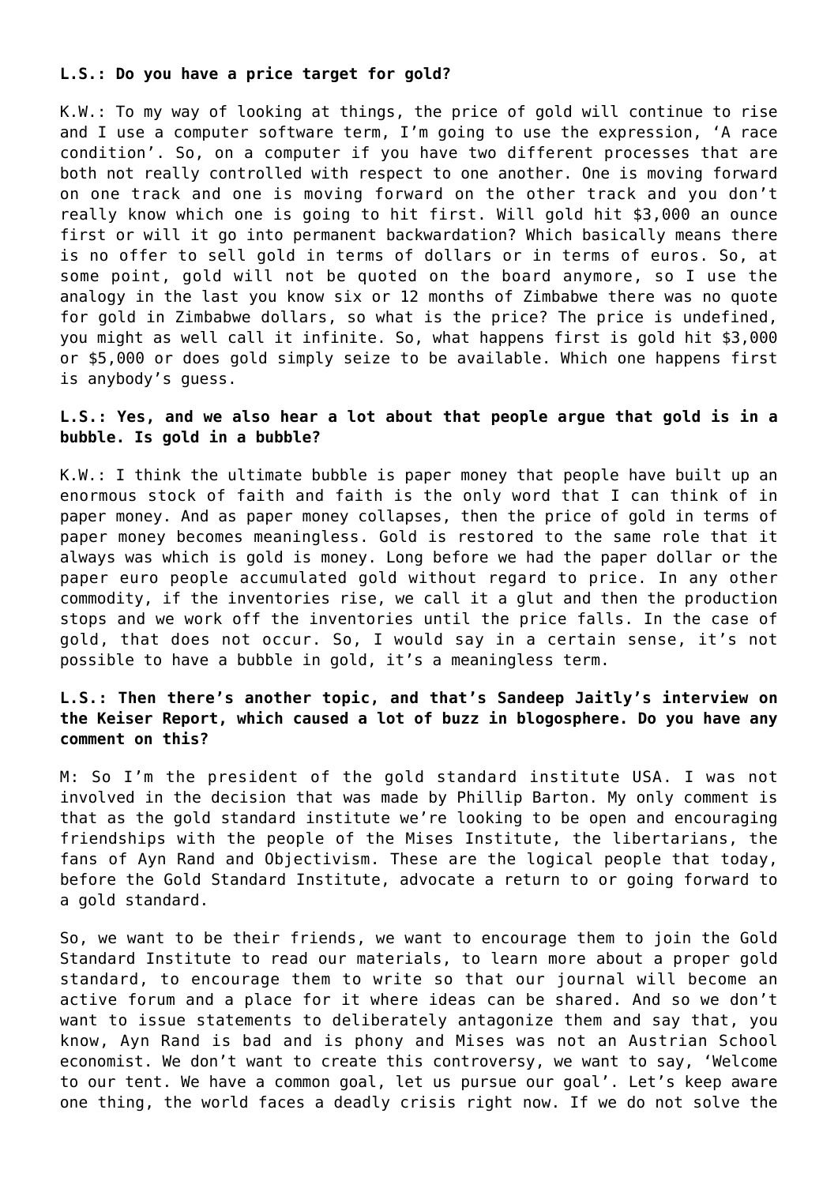**L.S.: Do you have a price target for gold?**

K.W.: To my way of looking at things, the price of gold will continue to rise and I use a computer software term, I'm going to use the expression, 'A race condition'. So, on a computer if you have two different processes that are both not really controlled with respect to one another. One is moving forward on one track and one is moving forward on the other track and you don't really know which one is going to hit first. Will gold hit $3,000 an ounce first or will it go into permanent backwardation? Which basically means there is no offer to sell gold in terms of dollars or in terms of euros. So, at some point, gold will not be quoted on the board anymore, so I use the analogy in the last you know six or 12 months of Zimbabwe there was no quote for gold in Zimbabwe dollars, so what is the price? The price is undefined, you might as well call it infinite. So, what happens first is gold hit $3,000 or $5,000 or does gold simply seize to be available. Which one happens first is anybody's guess.

**L.S.: Yes, and we also hear a lot about that people argue that gold is in a bubble. Is gold in a bubble?**

K.W.: I think the ultimate bubble is paper money that people have built up an enormous stock of faith and faith is the only word that I can think of in paper money. And as paper money collapses, then the price of gold in terms of paper money becomes meaningless. Gold is restored to the same role that it always was which is gold is money. Long before we had the paper dollar or the paper euro people accumulated gold without regard to price. In any other commodity, if the inventories rise, we call it a glut and then the production stops and we work off the inventories until the price falls. In the case of gold, that does not occur. So, I would say in a certain sense, it's not possible to have a bubble in gold, it's a meaningless term.

**L.S.: Then there's another topic, and that's Sandeep Jaitly's interview on the Keiser Report, which caused a lot of buzz in blogosphere. Do you have any comment on this?**

M: So I'm the president of the gold standard institute USA. I was not involved in the decision that was made by Phillip Barton. My only comment is that as the gold standard institute we're looking to be open and encouraging friendships with the people of the Mises Institute, the libertarians, the fans of Ayn Rand and Objectivism. These are the logical people that today, before the Gold Standard Institute, advocate a return to or going forward to a gold standard.

So, we want to be their friends, we want to encourage them to join the Gold Standard Institute to read our materials, to learn more about a proper gold standard, to encourage them to write so that our journal will become an active forum and a place for it where ideas can be shared. And so we don't want to issue statements to deliberately antagonize them and say that, you know, Ayn Rand is bad and is phony and Mises was not an Austrian School economist. We don't want to create this controversy, we want to say, 'Welcome to our tent. We have a common goal, let us pursue our goal'. Let's keep aware one thing, the world faces a deadly crisis right now. If we do not solve the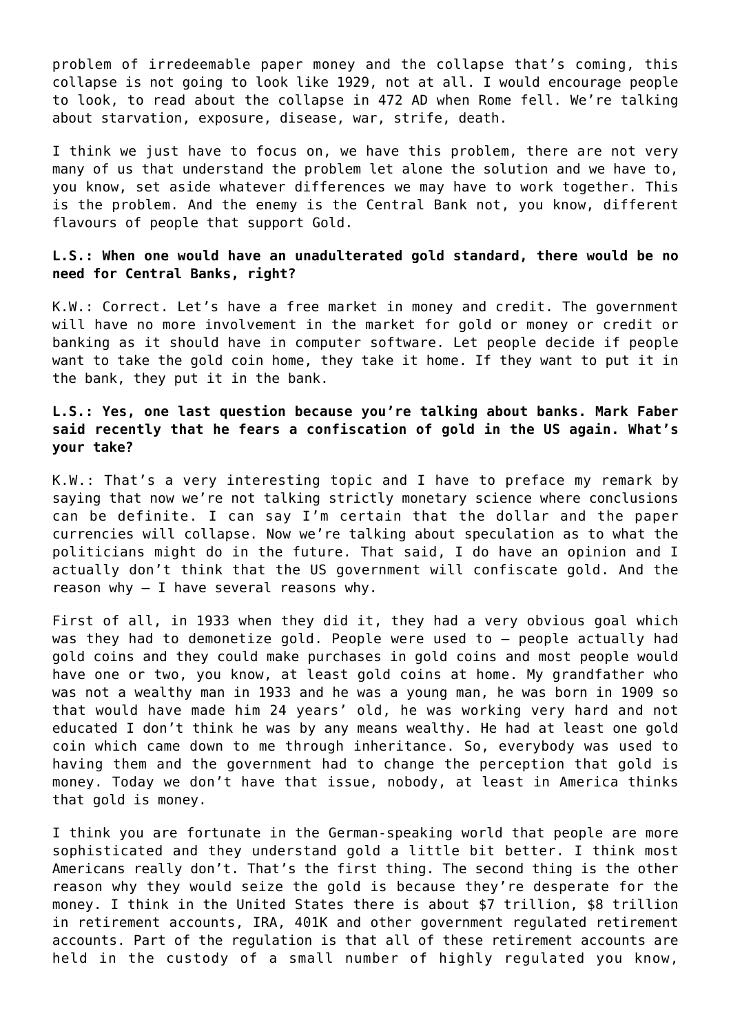problem of irredeemable paper money and the collapse that's coming, this collapse is not going to look like 1929, not at all. I would encourage people to look, to read about the collapse in 472 AD when Rome fell. We're talking about starvation, exposure, disease, war, strife, death.

I think we just have to focus on, we have this problem, there are not very many of us that understand the problem let alone the solution and we have to, you know, set aside whatever differences we may have to work together. This is the problem. And the enemy is the Central Bank not, you know, different flavours of people that support Gold.

**L.S.: When one would have an unadulterated gold standard, there would be no need for Central Banks, right?**

K.W.: Correct. Let's have a free market in money and credit. The government will have no more involvement in the market for gold or money or credit or banking as it should have in computer software. Let people decide if people want to take the gold coin home, they take it home. If they want to put it in the bank, they put it in the bank.

**L.S.: Yes, one last question because you're talking about banks. Mark Faber said recently that he fears a confiscation of gold in the US again. What's your take?**

K.W.: That's a very interesting topic and I have to preface my remark by saying that now we're not talking strictly monetary science where conclusions can be definite. I can say I'm certain that the dollar and the paper currencies will collapse. Now we're talking about speculation as to what the politicians might do in the future. That said, I do have an opinion and I actually don't think that the US government will confiscate gold. And the reason why – I have several reasons why.

First of all, in 1933 when they did it, they had a very obvious goal which was they had to demonetize gold. People were used to – people actually had gold coins and they could make purchases in gold coins and most people would have one or two, you know, at least gold coins at home. My grandfather who was not a wealthy man in 1933 and he was a young man, he was born in 1909 so that would have made him 24 years' old, he was working very hard and not educated I don't think he was by any means wealthy. He had at least one gold coin which came down to me through inheritance. So, everybody was used to having them and the government had to change the perception that gold is money. Today we don't have that issue, nobody, at least in America thinks that gold is money.

I think you are fortunate in the German-speaking world that people are more sophisticated and they understand gold a little bit better. I think most Americans really don't. That's the first thing. The second thing is the other reason why they would seize the gold is because they're desperate for the money. I think in the United States there is about $7 trillion, $8 trillion in retirement accounts, IRA, 401K and other government regulated retirement accounts. Part of the regulation is that all of these retirement accounts are held in the custody of a small number of highly regulated you know,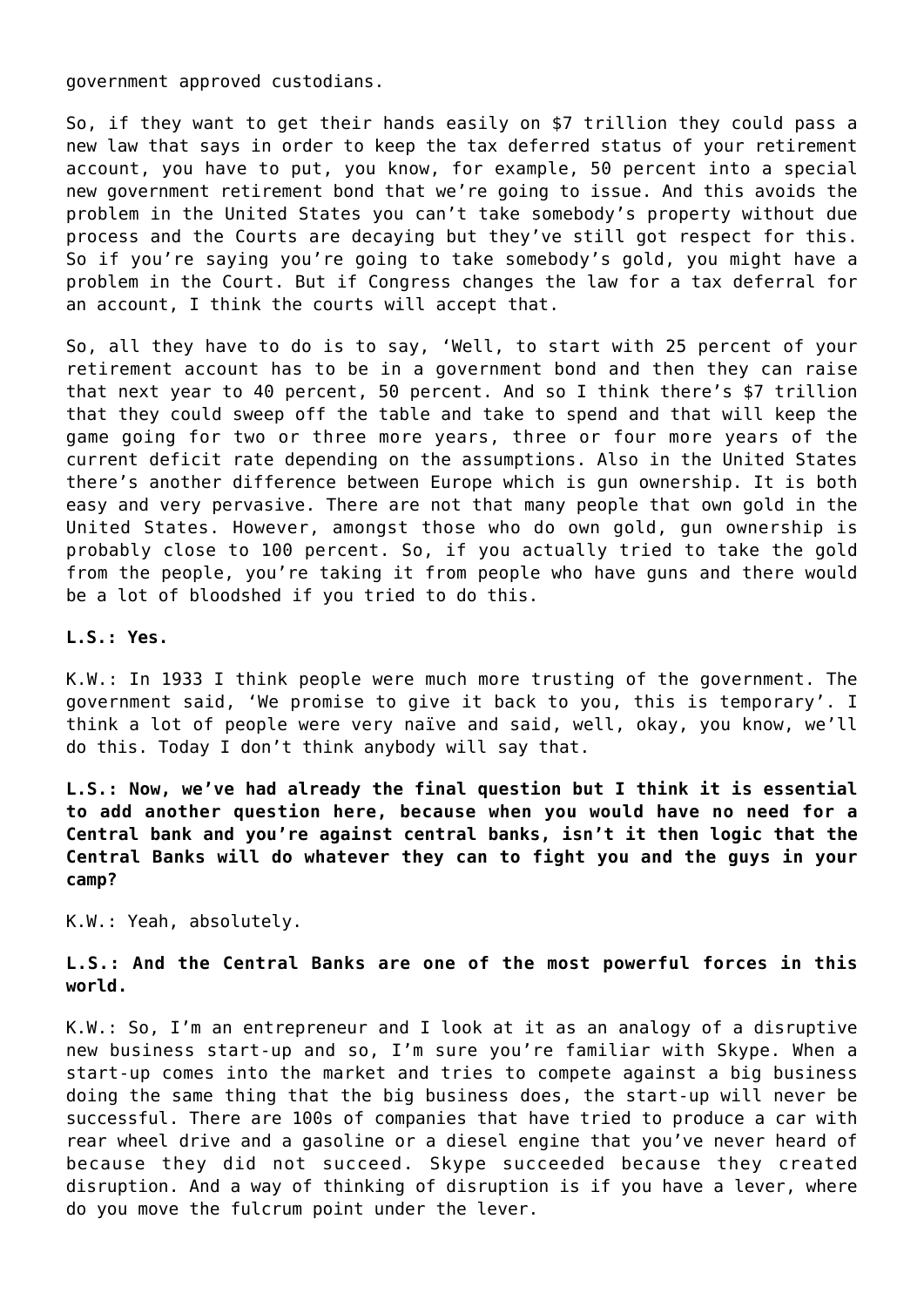government approved custodians.

So, if they want to get their hands easily on $7 trillion they could pass a new law that says in order to keep the tax deferred status of your retirement account, you have to put, you know, for example, 50 percent into a special new government retirement bond that we're going to issue. And this avoids the problem in the United States you can't take somebody's property without due process and the Courts are decaying but they've still got respect for this. So if you're saying you're going to take somebody's gold, you might have a problem in the Court. But if Congress changes the law for a tax deferral for an account, I think the courts will accept that.

So, all they have to do is to say, 'Well, to start with 25 percent of your retirement account has to be in a government bond and then they can raise that next year to 40 percent, 50 percent. And so I think there's $7 trillion that they could sweep off the table and take to spend and that will keep the game going for two or three more years, three or four more years of the current deficit rate depending on the assumptions. Also in the United States there's another difference between Europe which is gun ownership. It is both easy and very pervasive. There are not that many people that own gold in the United States. However, amongst those who do own gold, gun ownership is probably close to 100 percent. So, if you actually tried to take the gold from the people, you're taking it from people who have guns and there would be a lot of bloodshed if you tried to do this.

**L.S.: Yes.**

K.W.: In 1933 I think people were much more trusting of the government. The government said, 'We promise to give it back to you, this is temporary'. I think a lot of people were very naïve and said, well, okay, you know, we'll do this. Today I don't think anybody will say that.

**L.S.: Now, we've had already the final question but I think it is essential to add another question here, because when you would have no need for a Central bank and you're against central banks, isn't it then logic that the Central Banks will do whatever they can to fight you and the guys in your camp?**

K.W.: Yeah, absolutely.

**L.S.: And the Central Banks are one of the most powerful forces in this world.**

K.W.: So, I'm an entrepreneur and I look at it as an analogy of a disruptive new business start-up and so, I'm sure you're familiar with Skype. When a start-up comes into the market and tries to compete against a big business doing the same thing that the big business does, the start-up will never be successful. There are 100s of companies that have tried to produce a car with rear wheel drive and a gasoline or a diesel engine that you've never heard of because they did not succeed. Skype succeeded because they created disruption. And a way of thinking of disruption is if you have a lever, where do you move the fulcrum point under the lever.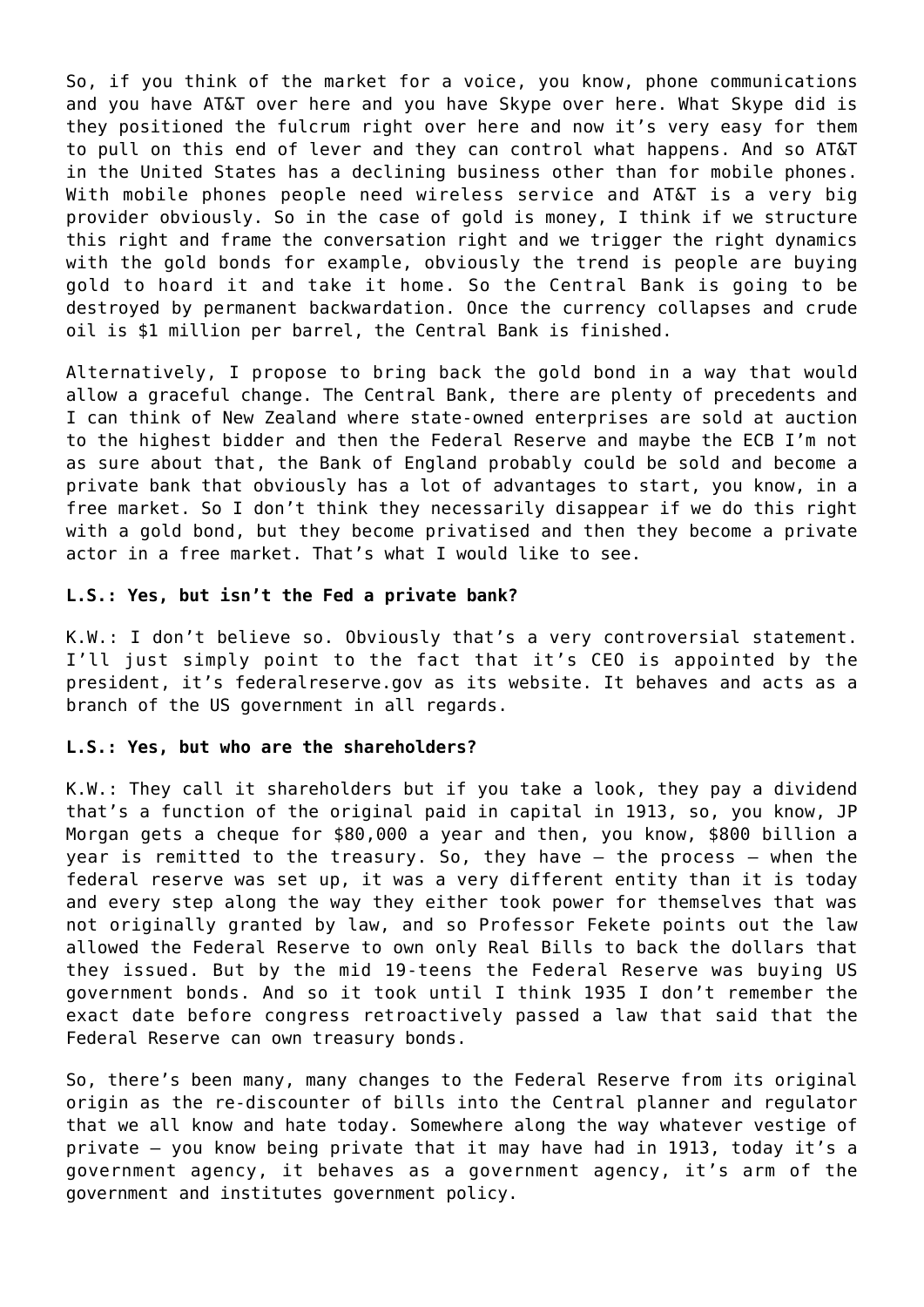So, if you think of the market for a voice, you know, phone communications and you have AT&T over here and you have Skype over here. What Skype did is they positioned the fulcrum right over here and now it's very easy for them to pull on this end of lever and they can control what happens. And so AT&T in the United States has a declining business other than for mobile phones. With mobile phones people need wireless service and AT&T is a very big provider obviously. So in the case of gold is money, I think if we structure this right and frame the conversation right and we trigger the right dynamics with the gold bonds for example, obviously the trend is people are buying gold to hoard it and take it home. So the Central Bank is going to be destroyed by permanent backwardation. Once the currency collapses and crude oil is $1 million per barrel, the Central Bank is finished.

Alternatively, I propose to bring back the gold bond in a way that would allow a graceful change. The Central Bank, there are plenty of precedents and I can think of New Zealand where state-owned enterprises are sold at auction to the highest bidder and then the Federal Reserve and maybe the ECB I'm not as sure about that, the Bank of England probably could be sold and become a private bank that obviously has a lot of advantages to start, you know, in a free market. So I don't think they necessarily disappear if we do this right with a gold bond, but they become privatised and then they become a private actor in a free market. That's what I would like to see.

**L.S.: Yes, but isn't the Fed a private bank?**

K.W.: I don't believe so. Obviously that's a very controversial statement. I'll just simply point to the fact that it's CEO is appointed by the president, it's federalreserve.gov as its website. It behaves and acts as a branch of the US government in all regards.

**L.S.: Yes, but who are the shareholders?**

K.W.: They call it shareholders but if you take a look, they pay a dividend that's a function of the original paid in capital in 1913, so, you know, JP Morgan gets a cheque for $80,000 a year and then, you know, $800 billion a year is remitted to the treasury. So, they have – the process – when the federal reserve was set up, it was a very different entity than it is today and every step along the way they either took power for themselves that was not originally granted by law, and so Professor Fekete points out the law allowed the Federal Reserve to own only Real Bills to back the dollars that they issued. But by the mid 19-teens the Federal Reserve was buying US government bonds. And so it took until I think 1935 I don't remember the exact date before congress retroactively passed a law that said that the Federal Reserve can own treasury bonds.

So, there's been many, many changes to the Federal Reserve from its original origin as the re-discounter of bills into the Central planner and regulator that we all know and hate today. Somewhere along the way whatever vestige of private – you know being private that it may have had in 1913, today it's a government agency, it behaves as a government agency, it's arm of the government and institutes government policy.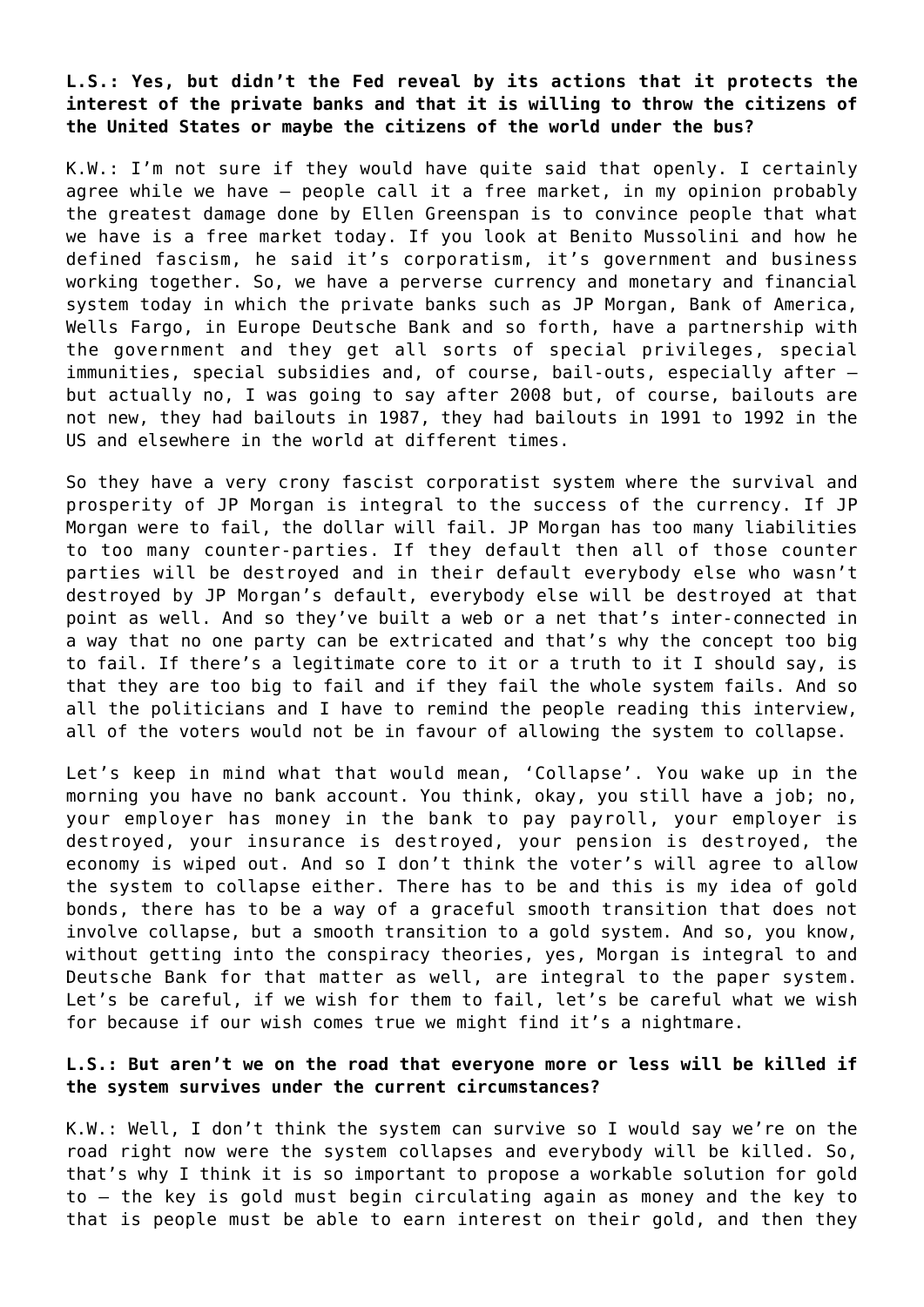**L.S.: Yes, but didn't the Fed reveal by its actions that it protects the interest of the private banks and that it is willing to throw the citizens of the United States or maybe the citizens of the world under the bus?**

K.W.: I'm not sure if they would have quite said that openly. I certainly agree while we have – people call it a free market, in my opinion probably the greatest damage done by Ellen Greenspan is to convince people that what we have is a free market today. If you look at Benito Mussolini and how he defined fascism, he said it's corporatism, it's government and business working together. So, we have a perverse currency and monetary and financial system today in which the private banks such as JP Morgan, Bank of America, Wells Fargo, in Europe Deutsche Bank and so forth, have a partnership with the government and they get all sorts of special privileges, special immunities, special subsidies and, of course, bail-outs, especially after – but actually no, I was going to say after 2008 but, of course, bailouts are not new, they had bailouts in 1987, they had bailouts in 1991 to 1992 in the US and elsewhere in the world at different times.

So they have a very crony fascist corporatist system where the survival and prosperity of JP Morgan is integral to the success of the currency. If JP Morgan were to fail, the dollar will fail. JP Morgan has too many liabilities to too many counter-parties. If they default then all of those counter parties will be destroyed and in their default everybody else who wasn't destroyed by JP Morgan's default, everybody else will be destroyed at that point as well. And so they've built a web or a net that's inter-connected in a way that no one party can be extricated and that's why the concept too big to fail. If there's a legitimate core to it or a truth to it I should say, is that they are too big to fail and if they fail the whole system fails. And so all the politicians and I have to remind the people reading this interview, all of the voters would not be in favour of allowing the system to collapse.

Let's keep in mind what that would mean, 'Collapse'. You wake up in the morning you have no bank account. You think, okay, you still have a job; no, your employer has money in the bank to pay payroll, your employer is destroyed, your insurance is destroyed, your pension is destroyed, the economy is wiped out. And so I don't think the voter's will agree to allow the system to collapse either. There has to be and this is my idea of gold bonds, there has to be a way of a graceful smooth transition that does not involve collapse, but a smooth transition to a gold system. And so, you know, without getting into the conspiracy theories, yes, Morgan is integral to and Deutsche Bank for that matter as well, are integral to the paper system. Let's be careful, if we wish for them to fail, let's be careful what we wish for because if our wish comes true we might find it's a nightmare.

**L.S.: But aren't we on the road that everyone more or less will be killed if the system survives under the current circumstances?**

K.W.: Well, I don't think the system can survive so I would say we're on the road right now were the system collapses and everybody will be killed. So, that's why I think it is so important to propose a workable solution for gold to – the key is gold must begin circulating again as money and the key to that is people must be able to earn interest on their gold, and then they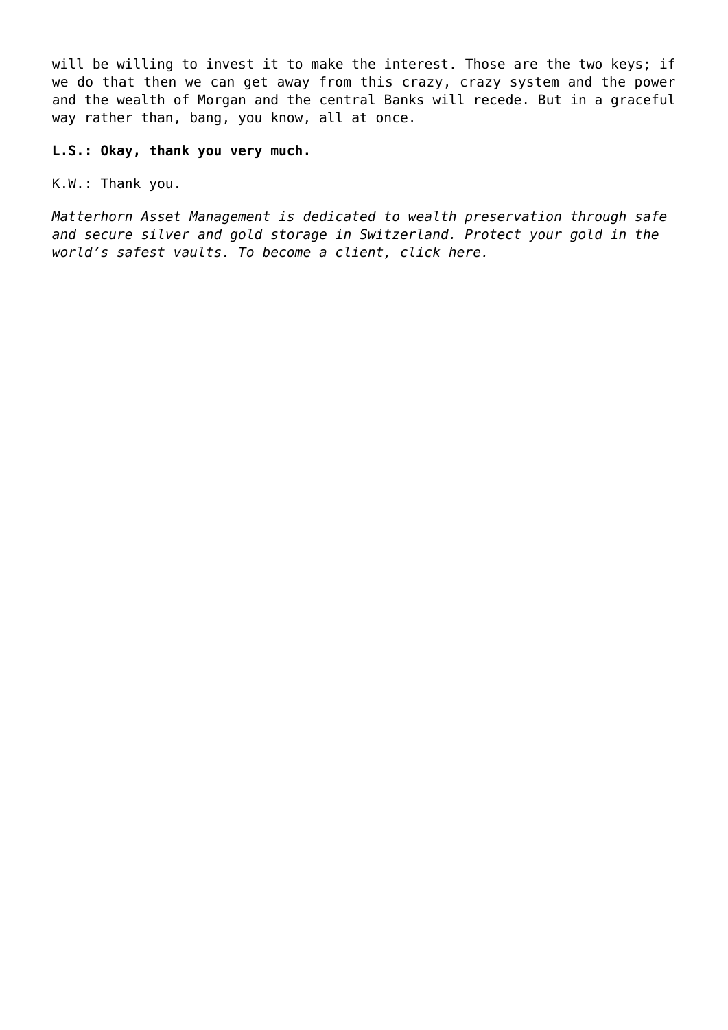will be willing to invest it to make the interest. Those are the two keys; if we do that then we can get away from this crazy, crazy system and the power and the wealth of Morgan and the central Banks will recede. But in a graceful way rather than, bang, you know, all at once.

**L.S.: Okay, thank you very much.**

K.W.: Thank you.

*Matterhorn Asset Management is dedicated to wealth preservation through safe and secure silver and gold storage in Switzerland. Protect your gold in the world's safest vaults. To become a client, click here.*